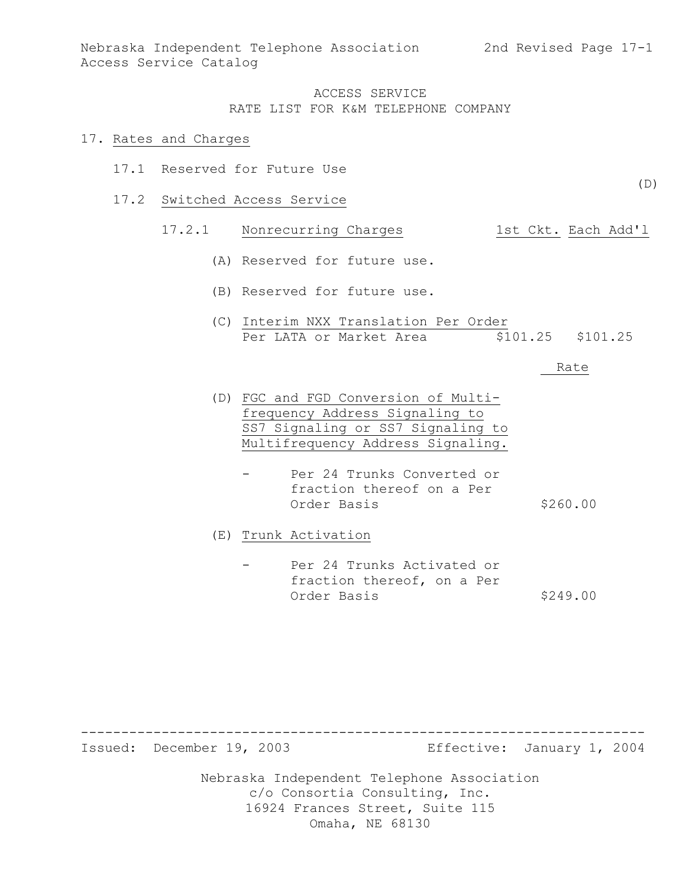# ACCESS SERVICE
## RATE LIST FOR K&M TELEPHONE COMPANY

## 17. Rates and Charges

### 17.1 Reserved for Future Use

(D)

### 17.2 Switched Access Service

#### 17.2.1 Nonrecurring Charges

| | 1st Ckt. | Each Add'l |
|---|---|---|
| (A) Reserved for future use. | | |
| (B) Reserved for future use. | | |
| (C) Interim NXX Translation Per Order Per LATA or Market Area | $101.25 | $101.25 |

| | Rate |
|---|---|
| (D) FGC and FGD Conversion of Multifrequency Address Signaling to SS7 Signaling or SS7 Signaling to Multifrequency Address Signaling. | |
| - Per 24 Trunks Converted or fraction thereof on a Per Order Basis | $260.00 |
| (E) Trunk Activation | |
| - Per 24 Trunks Activated or fraction thereof, on a Per Order Basis | $249.00 |

Issued: December 19, 2003 Effective: January 1, 2004

Nebraska Independent Telephone Association
c/o Consortia Consulting, Inc.
16924 Frances Street, Suite 115
Omaha, NE 68130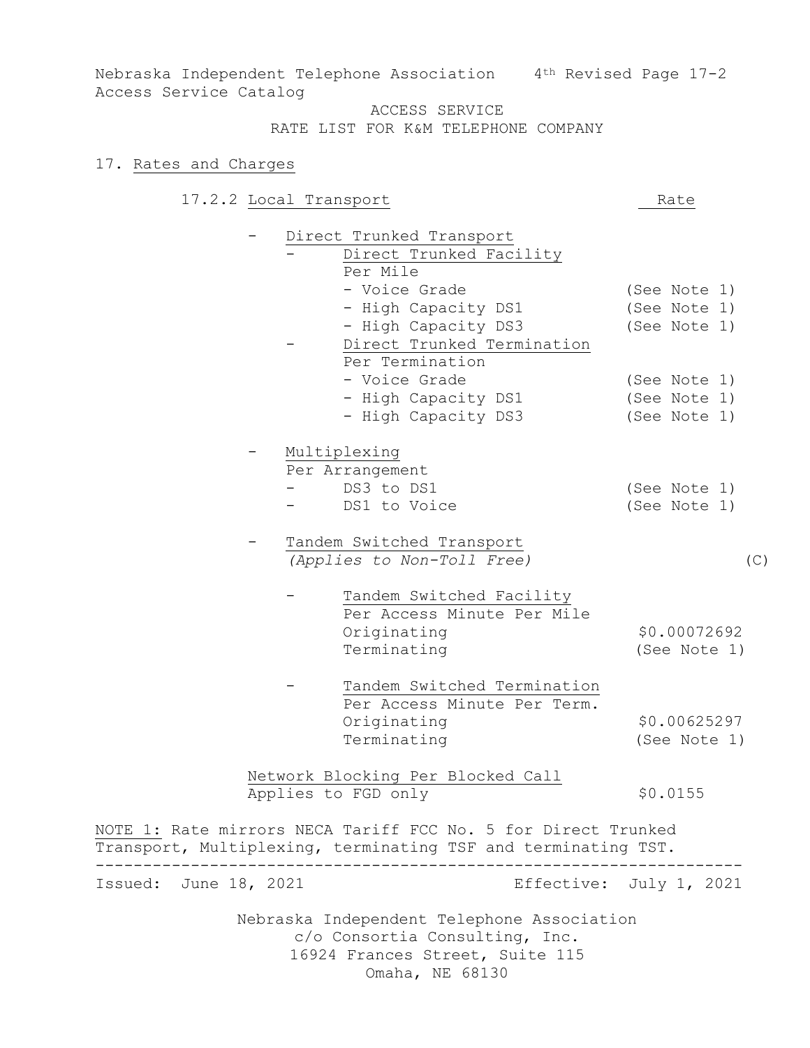ACCESS SERVICE
RATE LIST FOR K&M TELEPHONE COMPANY

## 17. Rates and Charges

### 17.2.2 Local Transport

| | Rate |
|---|---|
| - Direct Trunked Transport | |
| - Direct Trunked Facility | |
| Per Mile | |
| - Voice Grade | (See Note 1) |
| - High Capacity DS1 | (See Note 1) |
| - High Capacity DS3 | (See Note 1) |
| - Direct Trunked Termination | |
| Per Termination | |
| - Voice Grade | (See Note 1) |
| - High Capacity DS1 | (See Note 1) |
| - High Capacity DS3 | (See Note 1) |
| - Multiplexing | |
| Per Arrangement | |
| - DS3 to DS1 | (See Note 1) |
| - DS1 to Voice | (See Note 1) |
| - Tandem Switched Transport *(Applies to Non-Toll Free)* | (C) |
| - Tandem Switched Facility | |
| Per Access Minute Per Mile | |
| Originating | $0.00072692 |
| Terminating | (See Note 1) |
| - Tandem Switched Termination | |
| Per Access Minute Per Term. | |
| Originating | $0.00625297 |
| Terminating | (See Note 1) |
| Network Blocking Per Blocked Call | |
| Applies to FGD only | $0.0155 |

NOTE 1: Rate mirrors NECA Tariff FCC No. 5 for Direct Trunked Transport, Multiplexing, terminating TSF and terminating TST.

Issued: June 18, 2021 Effective: July 1, 2021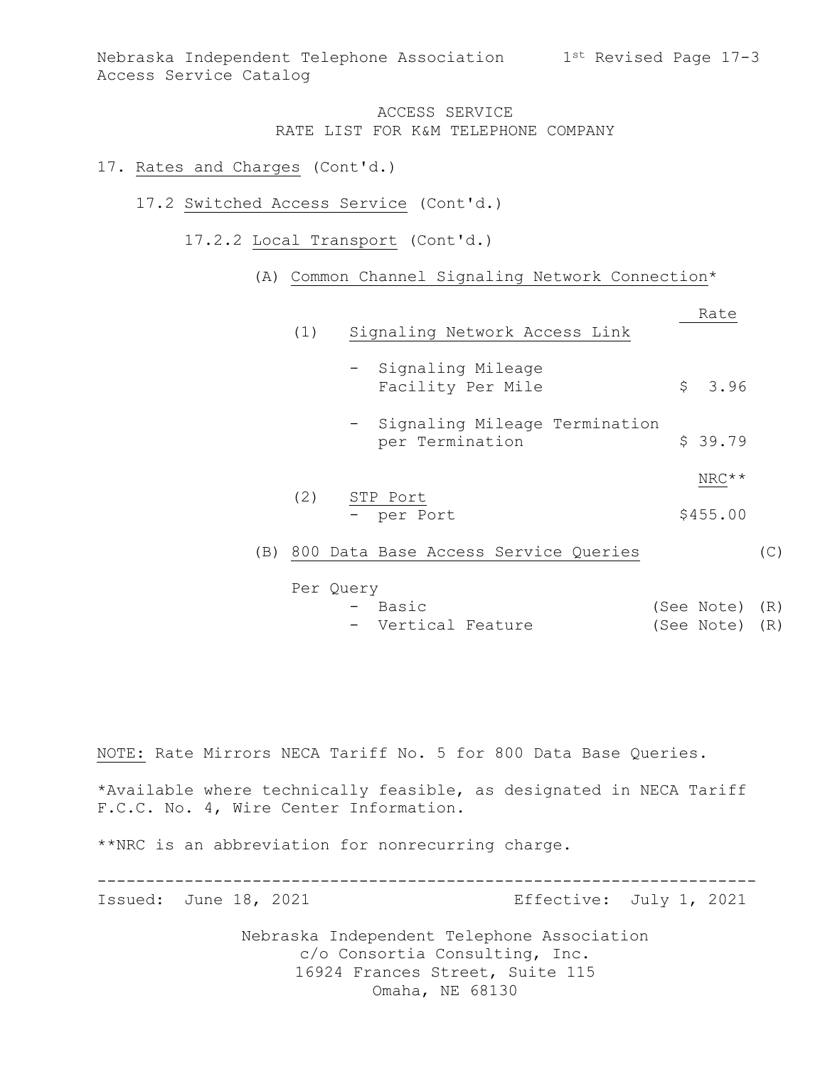ACCESS SERVICE
RATE LIST FOR K&M TELEPHONE COMPANY

17. Rates and Charges (Cont'd.)

17.2 Switched Access Service (Cont'd.)

17.2.2 Local Transport (Cont'd.)

(A) Common Channel Signaling Network Connection*

| | Rate |
|---|---|
| (1) Signaling Network Access Link | |
| - Signaling Mileage Facility Per Mile | $ 3.96 |
| - Signaling Mileage Termination per Termination | $ 39.79 |

| | NRC** |
|---|---|
| (2) STP Port - per Port | $455.00 |

(B) 800 Data Base Access Service Queries (C)

| Per Query | | |
|---|---|---|
| - Basic | (See Note) | (R) |
| - Vertical Feature | (See Note) | (R) |

NOTE: Rate Mirrors NECA Tariff No. 5 for 800 Data Base Queries.

*Available where technically feasible, as designated in NECA Tariff F.C.C. No. 4, Wire Center Information.

**NRC is an abbreviation for nonrecurring charge.

Issued: June 18, 2021 Effective: July 1, 2021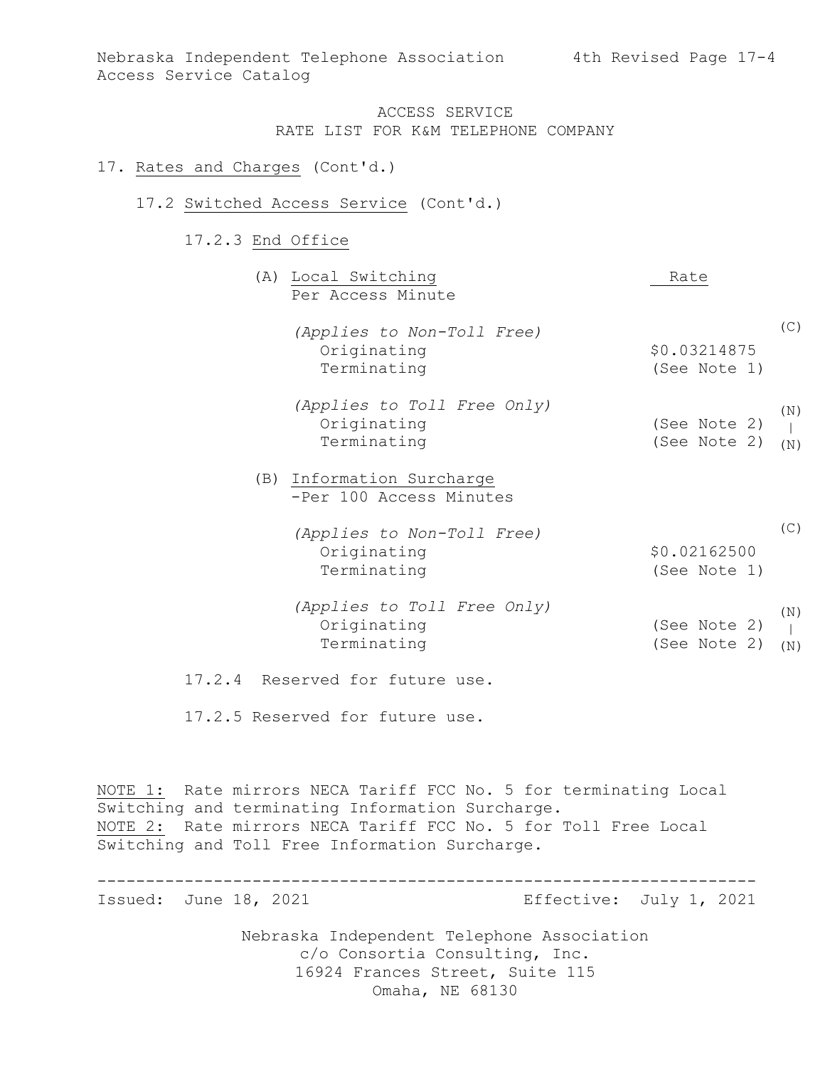ACCESS SERVICE
RATE LIST FOR K&M TELEPHONE COMPANY

17. Rates and Charges (Cont'd.)

17.2 Switched Access Service (Cont'd.)

17.2.3 End Office

| | Rate | |
|---|---|---|
| (A) Local Switching<br>Per Access Minute | | |
| *(Applies to Non-Toll Free)* | | (C) |
| Originating | $0.03214875 | |
| Terminating | (See Note 1) | |
| *(Applies to Toll Free Only)* | | (N) |
| Originating | (See Note 2) | \| |
| Terminating | (See Note 2) | (N) |
| (B) Information Surcharge<br>-Per 100 Access Minutes | | |
| *(Applies to Non-Toll Free)* | | (C) |
| Originating | $0.02162500 | |
| Terminating | (See Note 1) | |
| *(Applies to Toll Free Only)* | | (N) |
| Originating | (See Note 2) | \| |
| Terminating | (See Note 2) | (N) |

17.2.4 Reserved for future use.

17.2.5 Reserved for future use.

NOTE 1: Rate mirrors NECA Tariff FCC No. 5 for terminating Local Switching and terminating Information Surcharge.
NOTE 2: Rate mirrors NECA Tariff FCC No. 5 for Toll Free Local Switching and Toll Free Information Surcharge.

Issued: June 18, 2021 Effective: July 1, 2021

Nebraska Independent Telephone Association
c/o Consortia Consulting, Inc.
16924 Frances Street, Suite 115
Omaha, NE 68130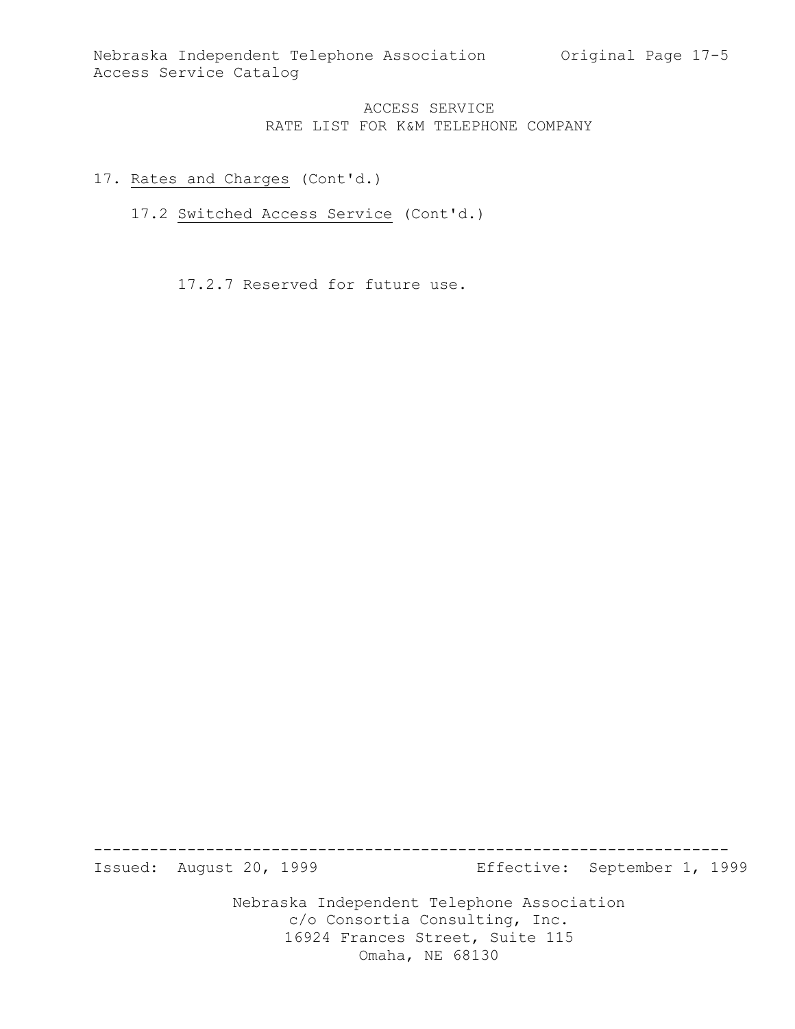# ACCESS SERVICE
## RATE LIST FOR K&M TELEPHONE COMPANY

17. Rates and Charges (Cont'd.)

17.2 Switched Access Service (Cont'd.)

17.2.7 Reserved for future use.

Issued: August 20, 1999 Effective: September 1, 1999

Nebraska Independent Telephone Association
c/o Consortia Consulting, Inc.
16924 Frances Street, Suite 115
Omaha, NE 68130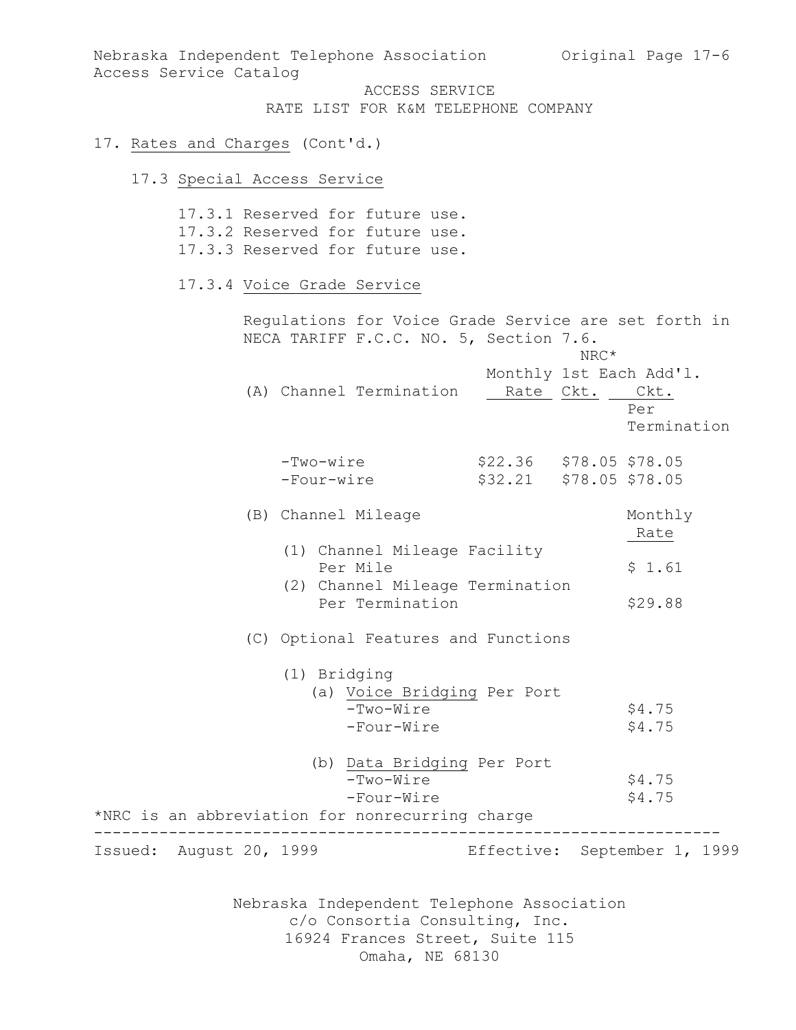ACCESS SERVICE
RATE LIST FOR K&M TELEPHONE COMPANY

17. Rates and Charges (Cont'd.)

17.3 Special Access Service

17.3.1 Reserved for future use.
17.3.2 Reserved for future use.
17.3.3 Reserved for future use.

17.3.4 Voice Grade Service

Regulations for Voice Grade Service are set forth in NECA TARIFF F.C.C. NO. 5, Section 7.6.

| (A) Channel Termination | Monthly Rate | NRC* 1st Ckt. | NRC* Each Add'l. Ckt. Per Termination |
|---|---|---|---|
| -Two-wire | $22.36 | $78.05 | $78.05 |
| -Four-wire | $32.21 | $78.05 | $78.05 |

| (B) Channel Mileage | Monthly Rate |
|---|---|
| (1) Channel Mileage Facility Per Mile | $ 1.61 |
| (2) Channel Mileage Termination Per Termination | $29.88 |

(C) Optional Features and Functions

(1) Bridging

| | Monthly Rate |
|---|---|
| (a) Voice Bridging Per Port | |
| -Two-Wire | $4.75 |
| -Four-Wire | $4.75 |
| (b) Data Bridging Per Port | |
| -Two-Wire | $4.75 |
| -Four-Wire | $4.75 |

*NRC is an abbreviation for nonrecurring charge

Issued: August 20, 1999 Effective: September 1, 1999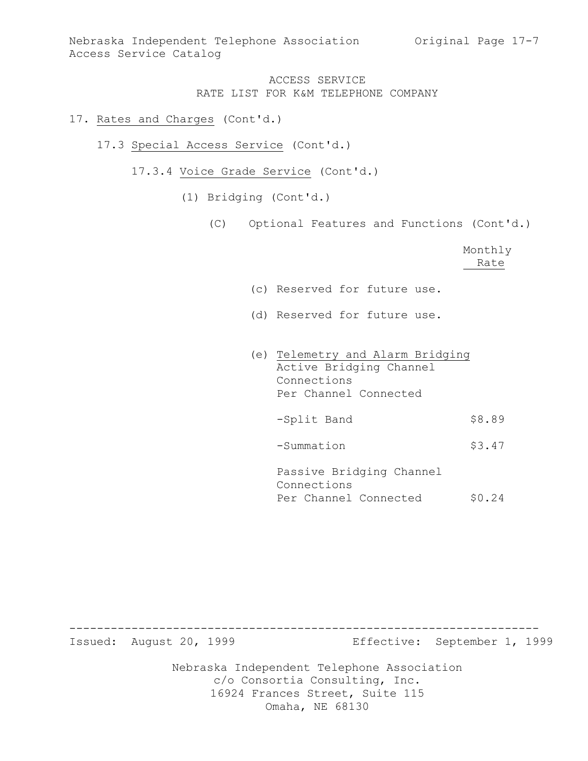ACCESS SERVICE
RATE LIST FOR K&M TELEPHONE COMPANY

17. Rates and Charges (Cont'd.)

17.3 Special Access Service (Cont'd.)

17.3.4 Voice Grade Service (Cont'd.)

(1) Bridging (Cont'd.)

(C) Optional Features and Functions (Cont'd.)

| | Monthly Rate |
|---|---|
| (c) Reserved for future use. | |
| (d) Reserved for future use. | |
| (e) Telemetry and Alarm Bridging<br>Active Bridging Channel Connections<br>Per Channel Connected | |
| -Split Band | $8.89 |
| -Summation | $3.47 |
| Passive Bridging Channel Connections<br>Per Channel Connected | $0.24 |

Issued: August 20, 1999 — Effective: September 1, 1999

Nebraska Independent Telephone Association
c/o Consortia Consulting, Inc.
16924 Frances Street, Suite 115
Omaha, NE 68130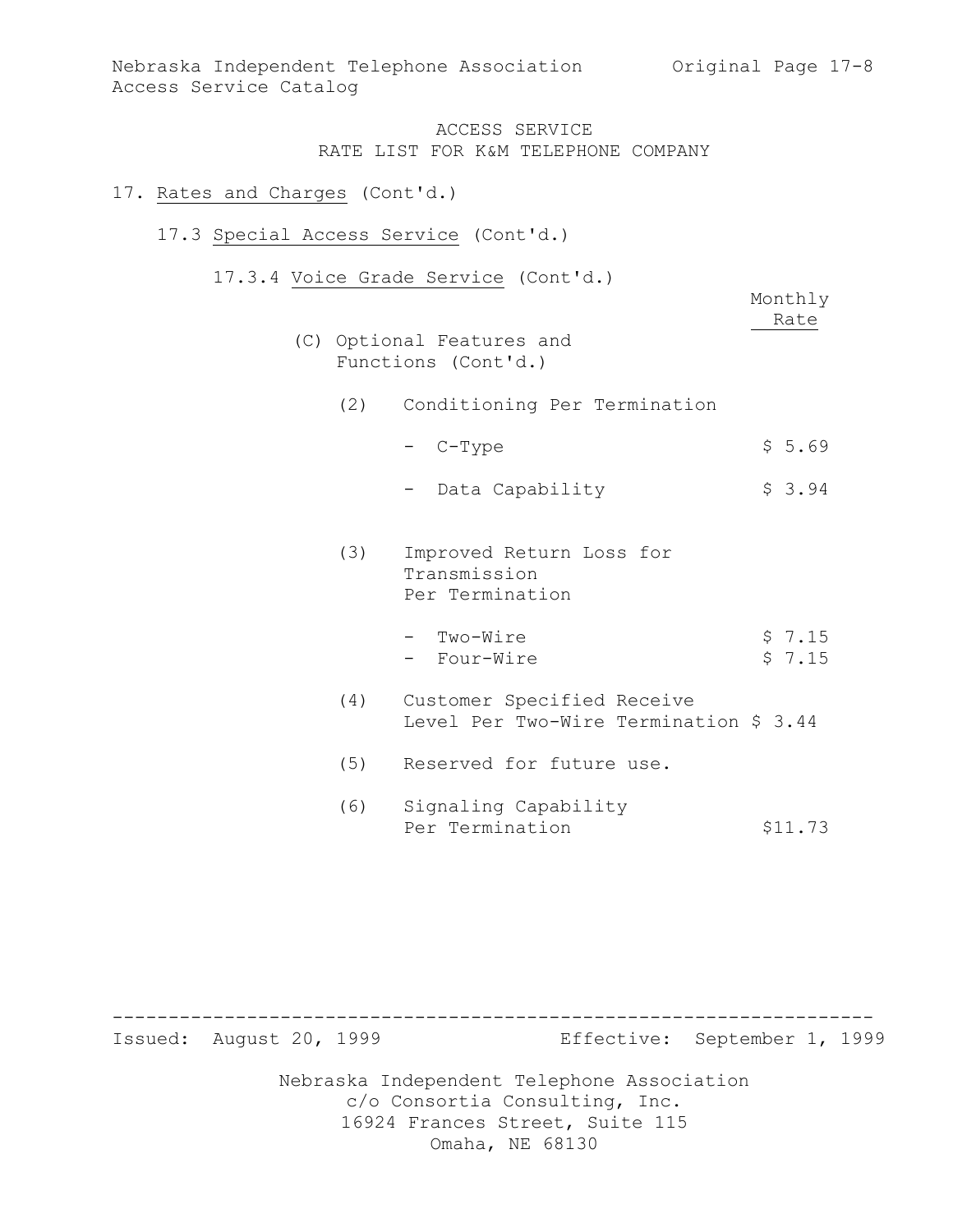ACCESS SERVICE
RATE LIST FOR K&M TELEPHONE COMPANY

17. Rates and Charges (Cont'd.)

17.3 Special Access Service (Cont'd.)

17.3.4 Voice Grade Service (Cont'd.)

| | Monthly Rate |
|---|---|
| (C) Optional Features and Functions (Cont'd.) | |
| (2) Conditioning Per Termination | |
| - C-Type | $ 5.69 |
| - Data Capability | $ 3.94 |
| (3) Improved Return Loss for Transmission Per Termination | |
| - Two-Wire | $ 7.15 |
| - Four-Wire | $ 7.15 |
| (4) Customer Specified Receive Level Per Two-Wire Termination | $ 3.44 |
| (5) Reserved for future use. | |
| (6) Signaling Capability Per Termination | $11.73 |

Issued: August 20, 1999 Effective: September 1, 1999

Nebraska Independent Telephone Association
c/o Consortia Consulting, Inc.
16924 Frances Street, Suite 115
Omaha, NE 68130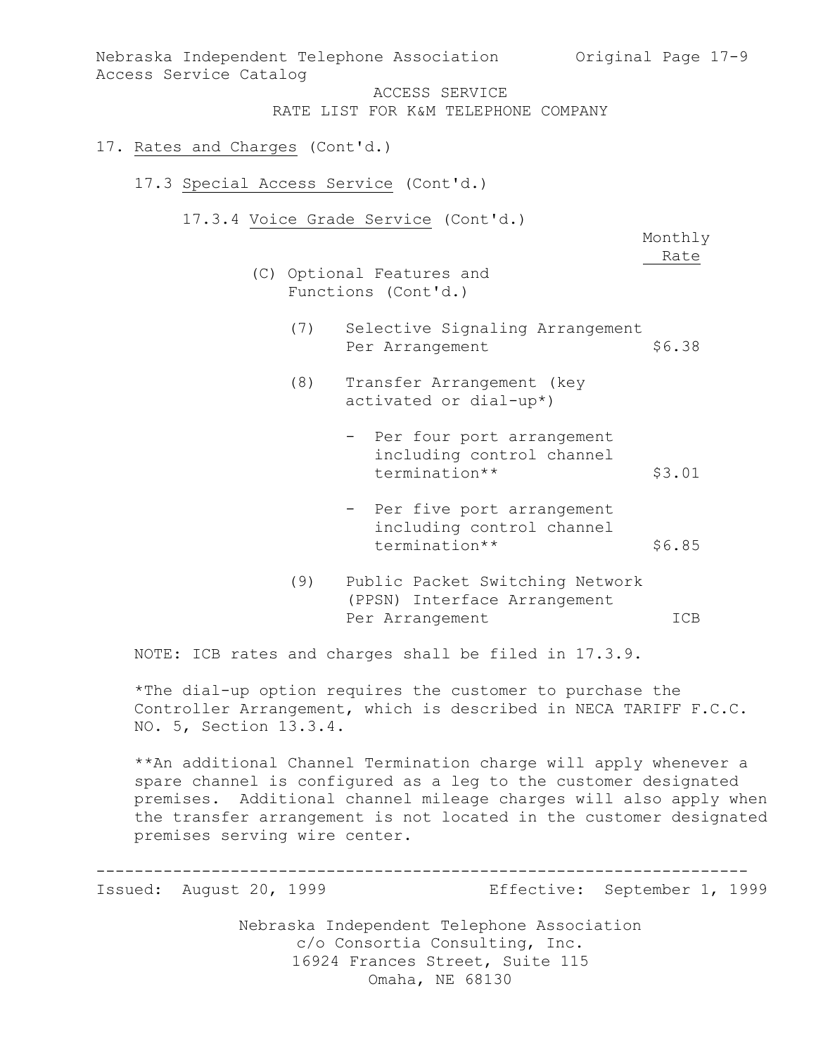ACCESS SERVICE
RATE LIST FOR K&M TELEPHONE COMPANY

17. Rates and Charges (Cont'd.)

17.3 Special Access Service (Cont'd.)

17.3.4 Voice Grade Service (Cont'd.)

| | Monthly Rate |
|---|---|
| (C) Optional Features and Functions (Cont'd.) | |
| (7) Selective Signaling Arrangement Per Arrangement | $6.38 |
| (8) Transfer Arrangement (key activated or dial-up*) | |
| - Per four port arrangement including control channel termination** | $3.01 |
| - Per five port arrangement including control channel termination** | $6.85 |
| (9) Public Packet Switching Network (PPSN) Interface Arrangement Per Arrangement | ICB |

NOTE: ICB rates and charges shall be filed in 17.3.9.

*The dial-up option requires the customer to purchase the Controller Arrangement, which is described in NECA TARIFF F.C.C. NO. 5, Section 13.3.4.

**An additional Channel Termination charge will apply whenever a spare channel is configured as a leg to the customer designated premises. Additional channel mileage charges will also apply when the transfer arrangement is not located in the customer designated premises serving wire center.

Issued: August 20, 1999 Effective: September 1, 1999

Nebraska Independent Telephone Association
c/o Consortia Consulting, Inc.
16924 Frances Street, Suite 115
Omaha, NE 68130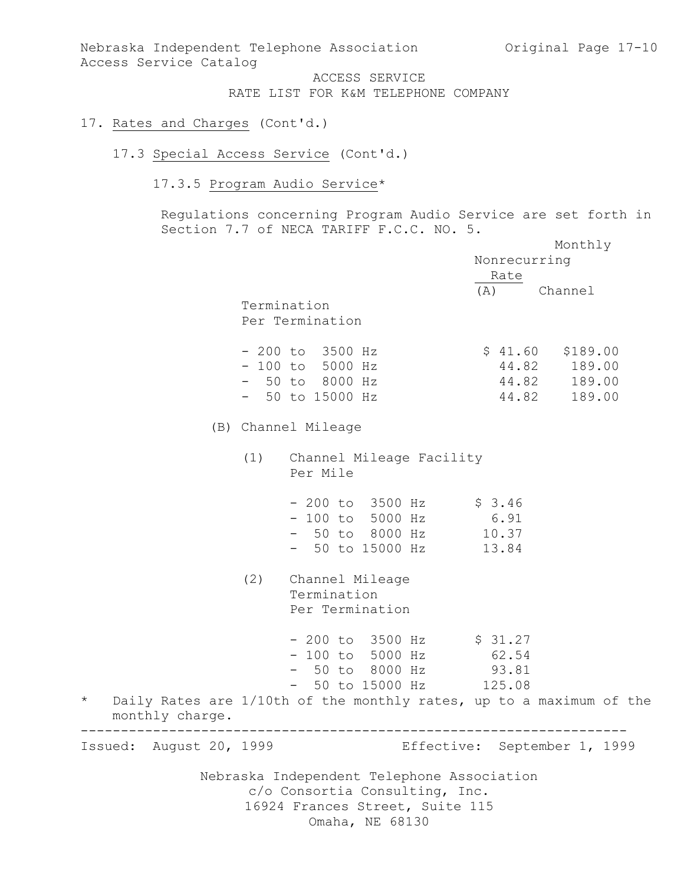ACCESS SERVICE
RATE LIST FOR K&M TELEPHONE COMPANY

17. Rates and Charges (Cont'd.)

17.3 Special Access Service (Cont'd.)

17.3.5 Program Audio Service*

Regulations concerning Program Audio Service are set forth in Section 7.7 of NECA TARIFF F.C.C. NO. 5.

| | Nonrecurring Rate | Monthly Channel |
|---|---|---|
| (A) Termination Per Termination | | |
| - 200 to 3500 Hz | $ 41.60 | $189.00 |
| - 100 to 5000 Hz | 44.82 | 189.00 |
| - 50 to 8000 Hz | 44.82 | 189.00 |
| - 50 to 15000 Hz | 44.82 | 189.00 |

(B) Channel Mileage

(1) Channel Mileage Facility Per Mile

| | |
|---|---|
| - 200 to 3500 Hz | $ 3.46 |
| - 100 to 5000 Hz | 6.91 |
| - 50 to 8000 Hz | 10.37 |
| - 50 to 15000 Hz | 13.84 |

(2) Channel Mileage Termination Per Termination

| | |
|---|---|
| - 200 to 3500 Hz | $ 31.27 |
| - 100 to 5000 Hz | 62.54 |
| - 50 to 8000 Hz | 93.81 |
| - 50 to 15000 Hz | 125.08 |

\* Daily Rates are 1/10th of the monthly rates, up to a maximum of the monthly charge.

Issued: August 20, 1999 Effective: September 1, 1999

Nebraska Independent Telephone Association
c/o Consortia Consulting, Inc.
16924 Frances Street, Suite 115
Omaha, NE 68130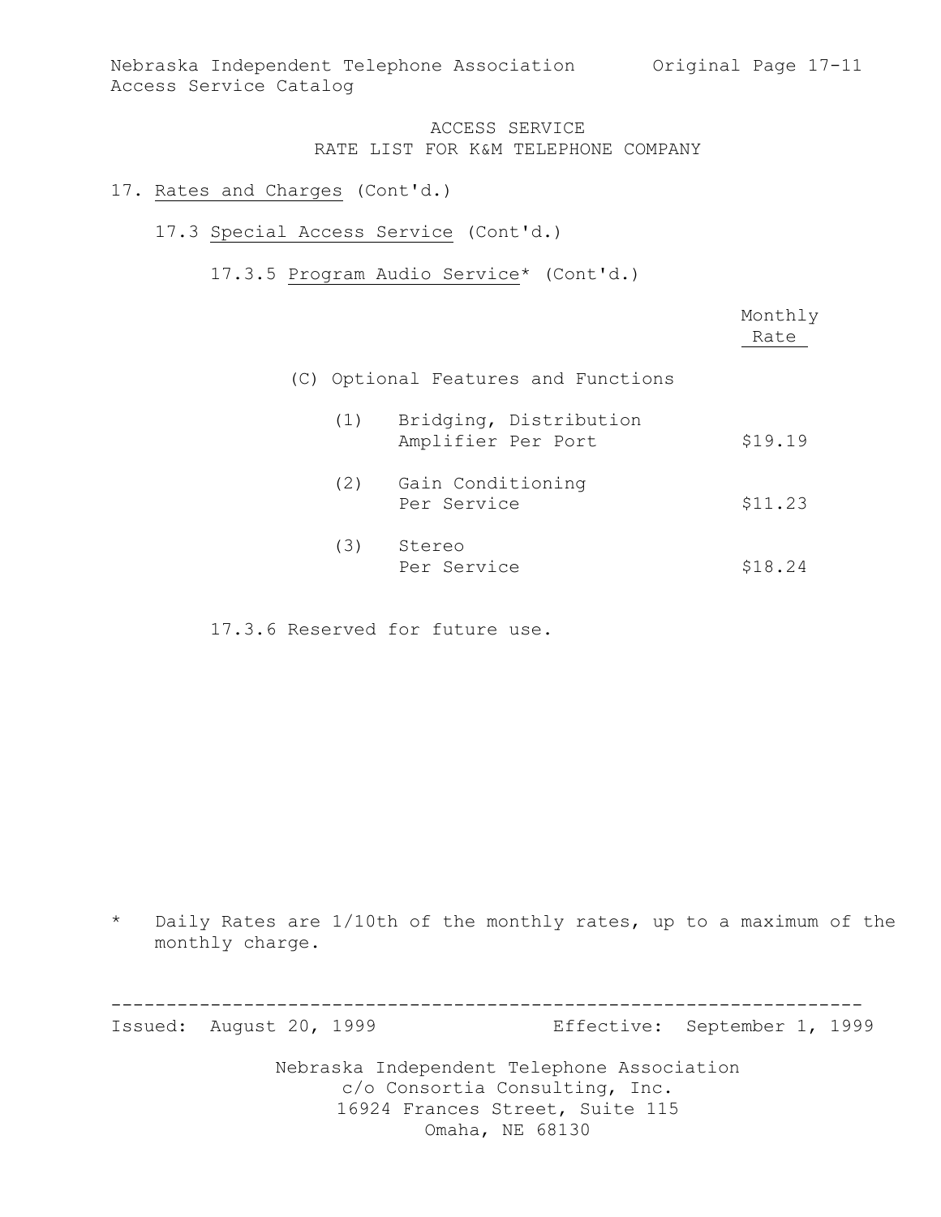ACCESS SERVICE
RATE LIST FOR K&M TELEPHONE COMPANY

17. Rates and Charges (Cont'd.)

17.3 Special Access Service (Cont'd.)

17.3.5 Program Audio Service* (Cont'd.)

| | Monthly Rate |
|---|---|
| (C) Optional Features and Functions | |
| (1) Bridging, Distribution Amplifier Per Port | $19.19 |
| (2) Gain Conditioning Per Service | $11.23 |
| (3) Stereo Per Service | $18.24 |

17.3.6 Reserved for future use.

\* Daily Rates are 1/10th of the monthly rates, up to a maximum of the monthly charge.

Issued: August 20, 1999 Effective: September 1, 1999

Nebraska Independent Telephone Association
c/o Consortia Consulting, Inc.
16924 Frances Street, Suite 115
Omaha, NE 68130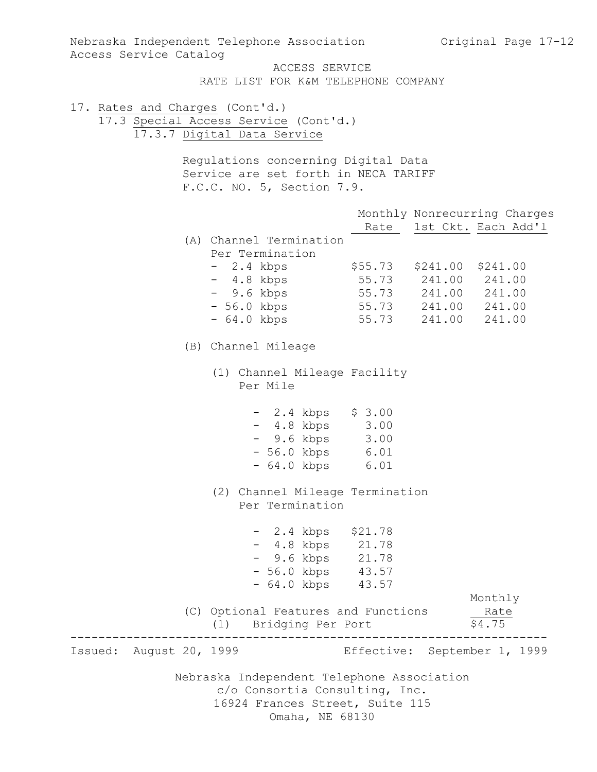ACCESS SERVICE
RATE LIST FOR K&M TELEPHONE COMPANY

17. Rates and Charges (Cont'd.)

17.3 Special Access Service (Cont'd.)

17.3.7 Digital Data Service

Regulations concerning Digital Data Service are set forth in NECA TARIFF F.C.C. NO. 5, Section 7.9.

| | Monthly Rate | Nonrecurring Charges 1st Ckt. | Nonrecurring Charges Each Add'l |
|---|---|---|---|
| (A) Channel Termination Per Termination | | | |
| - 2.4 kbps | $55.73 | $241.00 | $241.00 |
| - 4.8 kbps | 55.73 | 241.00 | 241.00 |
| - 9.6 kbps | 55.73 | 241.00 | 241.00 |
| - 56.0 kbps | 55.73 | 241.00 | 241.00 |
| - 64.0 kbps | 55.73 | 241.00 | 241.00 |
| (B) Channel Mileage | | | |
| (1) Channel Mileage Facility Per Mile | | | |
| - 2.4 kbps | $ 3.00 | | |
| - 4.8 kbps | 3.00 | | |
| - 9.6 kbps | 3.00 | | |
| - 56.0 kbps | 6.01 | | |
| - 64.0 kbps | 6.01 | | |
| (2) Channel Mileage Termination Per Termination | | | |
| - 2.4 kbps | $21.78 | | |
| - 4.8 kbps | 21.78 | | |
| - 9.6 kbps | 21.78 | | |
| - 56.0 kbps | 43.57 | | |
| - 64.0 kbps | 43.57 | | |

| (C) Optional Features and Functions | Monthly Rate |
|---|---|
| (1) Bridging Per Port | $4.75 |

Issued: August 20, 1999 Effective: September 1, 1999

Nebraska Independent Telephone Association
c/o Consortia Consulting, Inc.
16924 Frances Street, Suite 115
Omaha, NE 68130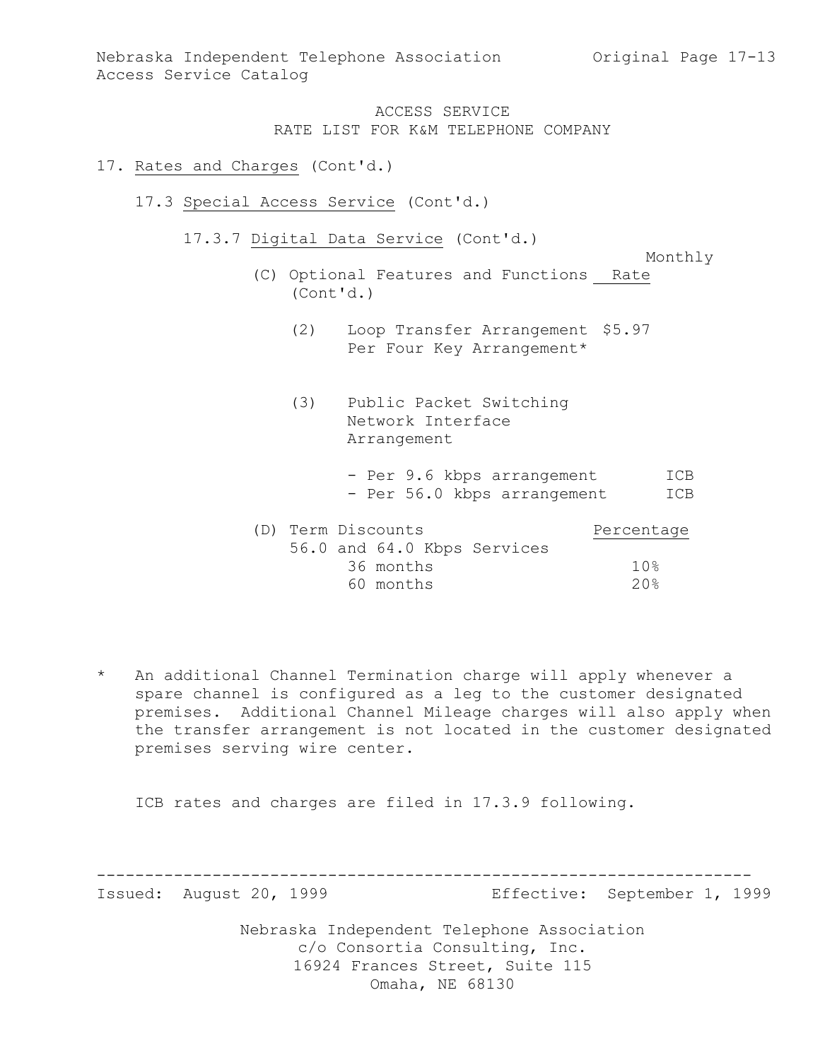ACCESS SERVICE
RATE LIST FOR K&M TELEPHONE COMPANY

17. Rates and Charges (Cont'd.)

17.3 Special Access Service (Cont'd.)

17.3.7 Digital Data Service (Cont'd.)

| (C) Optional Features and Functions (Cont'd.) | Monthly Rate |
|---|---|
| (2) Loop Transfer Arrangement Per Four Key Arrangement* | $5.97 |
| (3) Public Packet Switching Network Interface Arrangement | |
| - Per 9.6 kbps arrangement | ICB |
| - Per 56.0 kbps arrangement | ICB |

| (D) Term Discounts | Percentage |
|---|---|
| 56.0 and 64.0 Kbps Services | |
| 36 months | 10% |
| 60 months | 20% |

* An additional Channel Termination charge will apply whenever a spare channel is configured as a leg to the customer designated premises. Additional Channel Mileage charges will also apply when the transfer arrangement is not located in the customer designated premises serving wire center.

ICB rates and charges are filed in 17.3.9 following.

Issued: August 20, 1999 Effective: September 1, 1999

Nebraska Independent Telephone Association
c/o Consortia Consulting, Inc.
16924 Frances Street, Suite 115
Omaha, NE 68130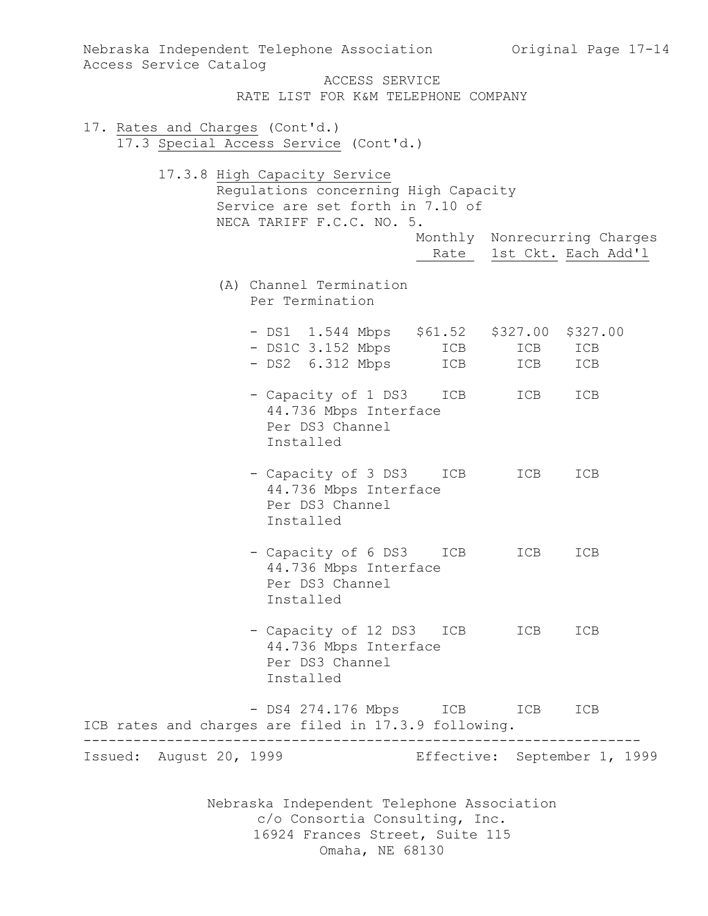ACCESS SERVICE
RATE LIST FOR K&M TELEPHONE COMPANY

17. Rates and Charges (Cont'd.)

17.3 Special Access Service (Cont'd.)

17.3.8 High Capacity Service

Regulations concerning High Capacity Service are set forth in 7.10 of NECA TARIFF F.C.C. NO. 5.

| | Monthly Rate | Nonrecurring Charges 1st Ckt. | Nonrecurring Charges Each Add'l |
|---|---|---|---|
| (A) Channel Termination Per Termination | | | |
| - DS1 1.544 Mbps | $61.52 | $327.00 | $327.00 |
| - DS1C 3.152 Mbps | ICB | ICB | ICB |
| - DS2 6.312 Mbps | ICB | ICB | ICB |
| - Capacity of 1 DS3 44.736 Mbps Interface Per DS3 Channel Installed | ICB | ICB | ICB |
| - Capacity of 3 DS3 44.736 Mbps Interface Per DS3 Channel Installed | ICB | ICB | ICB |
| - Capacity of 6 DS3 44.736 Mbps Interface Per DS3 Channel Installed | ICB | ICB | ICB |
| - Capacity of 12 DS3 44.736 Mbps Interface Per DS3 Channel Installed | ICB | ICB | ICB |
| - DS4 274.176 Mbps | ICB | ICB | ICB |

ICB rates and charges are filed in 17.3.9 following.

Issued: August 20, 1999 Effective: September 1, 1999

Nebraska Independent Telephone Association
c/o Consortia Consulting, Inc.
16924 Frances Street, Suite 115
Omaha, NE 68130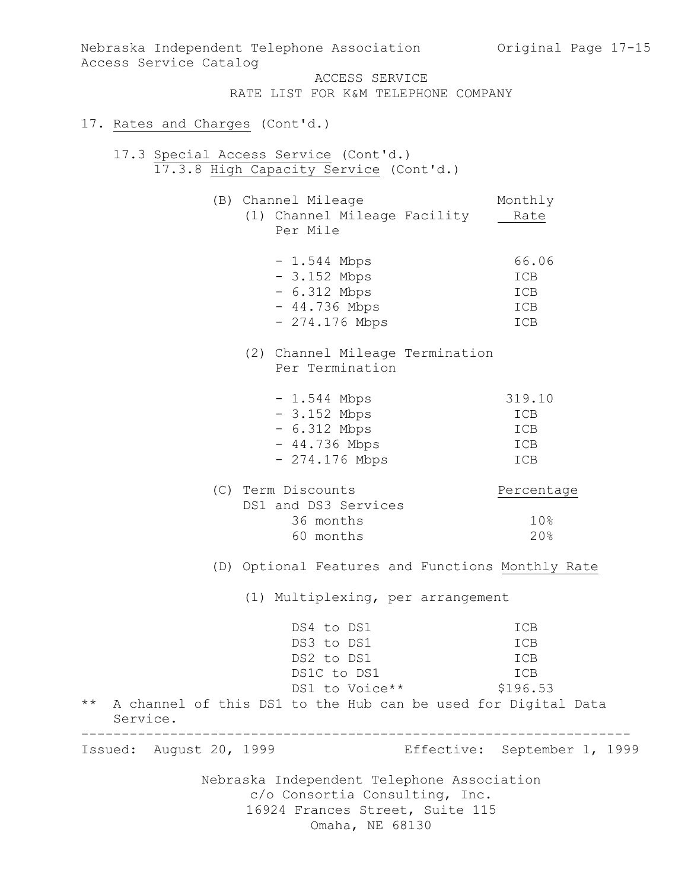17. Rates and Charges (Cont'd.)

17.3 Special Access Service (Cont'd.)

17.3.8 High Capacity Service (Cont'd.)

(B) Channel Mileage

(1) Channel Mileage Facility Per Mile

| | Monthly Rate |
|---|---|
| - 1.544 Mbps | 66.06 |
| - 3.152 Mbps | ICB |
| - 6.312 Mbps | ICB |
| - 44.736 Mbps | ICB |
| - 274.176 Mbps | ICB |

(2) Channel Mileage Termination Per Termination

| | Monthly Rate |
|---|---|
| - 1.544 Mbps | 319.10 |
| - 3.152 Mbps | ICB |
| - 6.312 Mbps | ICB |
| - 44.736 Mbps | ICB |
| - 274.176 Mbps | ICB |

(C) Term Discounts

| DS1 and DS3 Services | Percentage |
|---|---|
| 36 months | 10% |
| 60 months | 20% |

(D) Optional Features and Functions

(1) Multiplexing, per arrangement

| | Monthly Rate |
|---|---|
| DS4 to DS1 | ICB |
| DS3 to DS1 | ICB |
| DS2 to DS1 | ICB |
| DS1C to DS1 | ICB |
| DS1 to Voice** | $196.53 |

** A channel of this DS1 to the Hub can be used for Digital Data Service.

Issued: August 20, 1999 Effective: September 1, 1999

Nebraska Independent Telephone Association
c/o Consortia Consulting, Inc.
16924 Frances Street, Suite 115
Omaha, NE 68130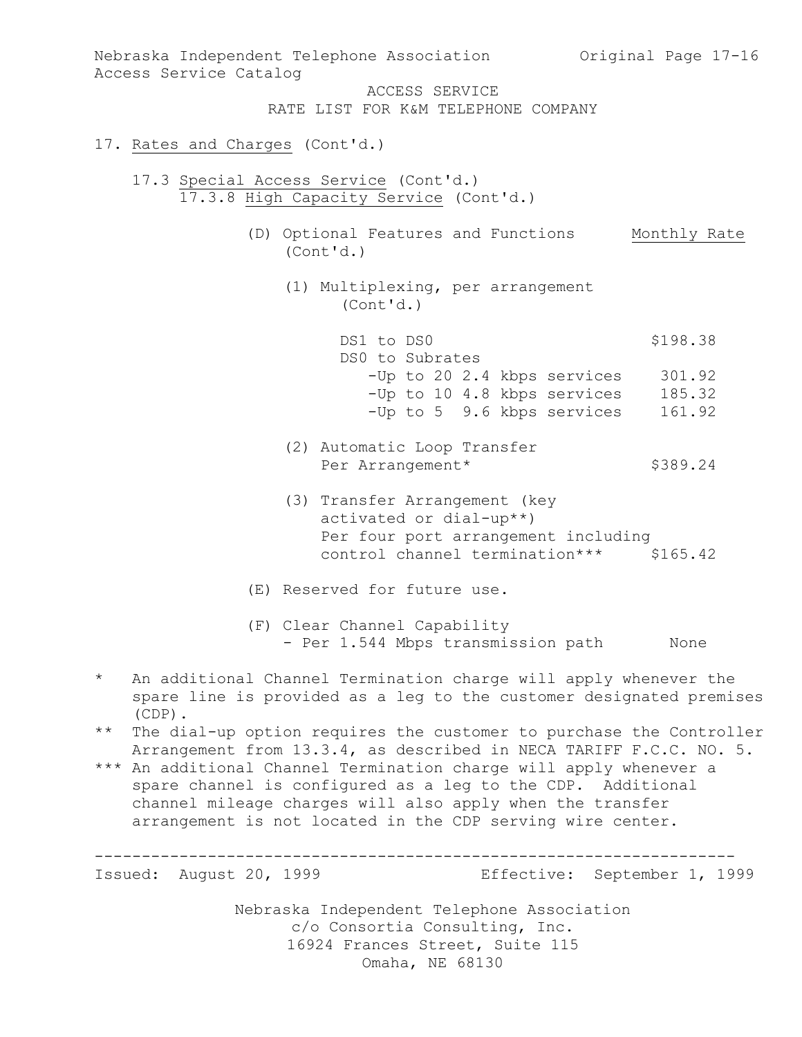ACCESS SERVICE
RATE LIST FOR K&M TELEPHONE COMPANY

17. Rates and Charges (Cont'd.)

17.3 Special Access Service (Cont'd.)
17.3.8 High Capacity Service (Cont'd.)

| (D) Optional Features and Functions (Cont'd.) | Monthly Rate |
|---|---|
| (1) Multiplexing, per arrangement (Cont'd.) | |
| DS1 to DS0 | $198.38 |
| DS0 to Subrates | |
| -Up to 20 2.4 kbps services | 301.92 |
| -Up to 10 4.8 kbps services | 185.32 |
| -Up to 5 9.6 kbps services | 161.92 |
| (2) Automatic Loop Transfer Per Arrangement* | $389.24 |
| (3) Transfer Arrangement (key activated or dial-up**) Per four port arrangement including control channel termination*** | $165.42 |

(E) Reserved for future use.

| (F) Clear Channel Capability | |
|---|---|
| - Per 1.544 Mbps transmission path | None |

\* An additional Channel Termination charge will apply whenever the spare line is provided as a leg to the customer designated premises (CDP).

\** The dial-up option requires the customer to purchase the Controller Arrangement from 13.3.4, as described in NECA TARIFF F.C.C. NO. 5.

\*** An additional Channel Termination charge will apply whenever a spare channel is configured as a leg to the CDP. Additional channel mileage charges will also apply when the transfer arrangement is not located in the CDP serving wire center.

Issued: August 20, 1999 Effective: September 1, 1999

Nebraska Independent Telephone Association
c/o Consortia Consulting, Inc.
16924 Frances Street, Suite 115
Omaha, NE 68130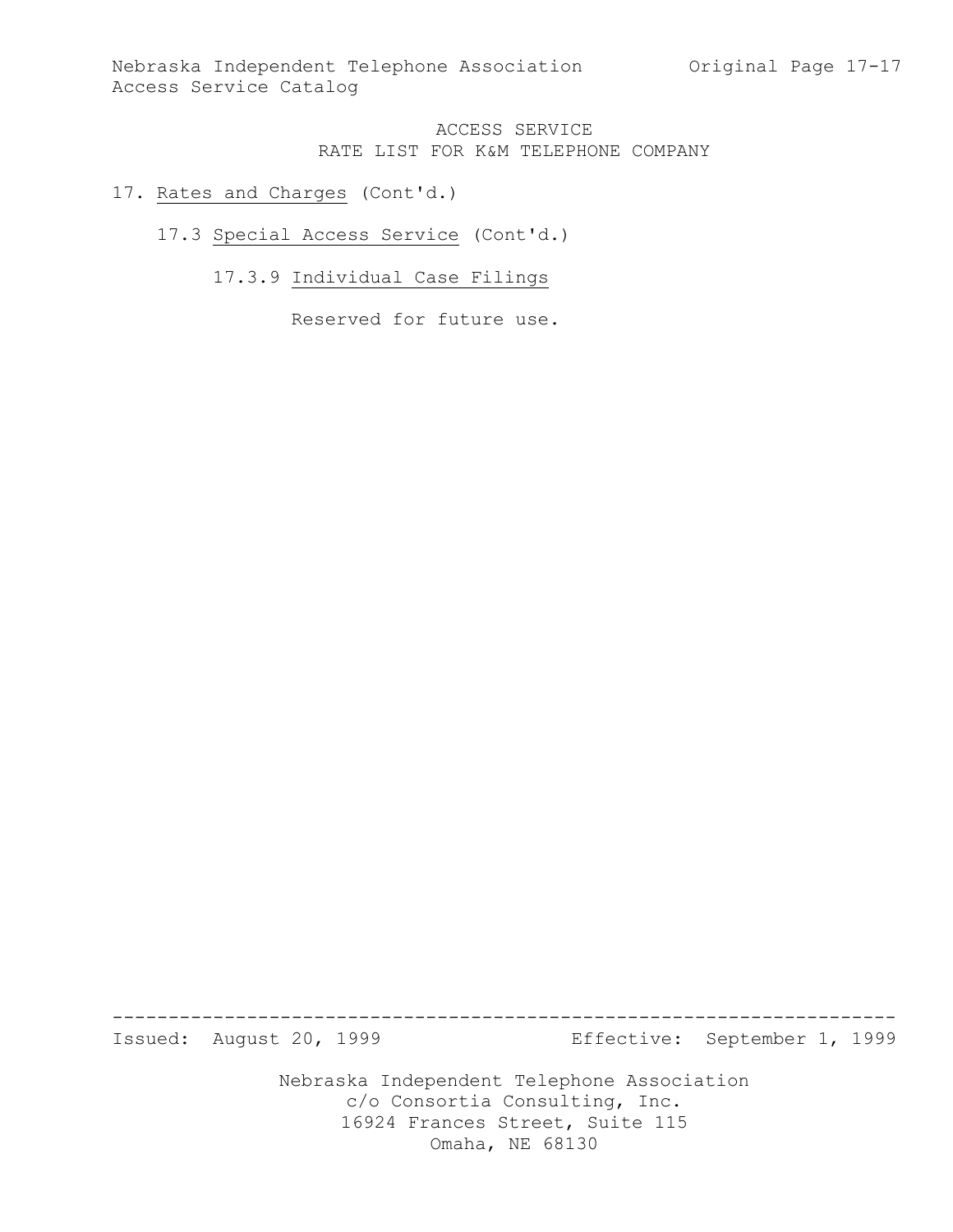ACCESS SERVICE
RATE LIST FOR K&M TELEPHONE COMPANY

17. Rates and Charges (Cont'd.)

17.3 Special Access Service (Cont'd.)

17.3.9 Individual Case Filings

Reserved for future use.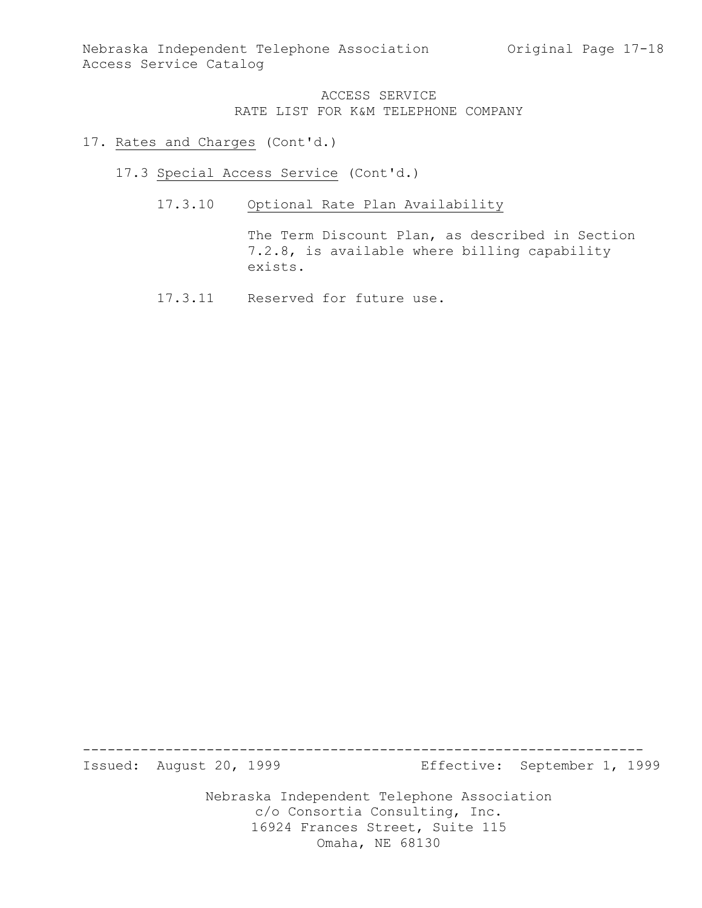ACCESS SERVICE
RATE LIST FOR K&M TELEPHONE COMPANY

17. Rates and Charges (Cont'd.)

17.3 Special Access Service (Cont'd.)

17.3.10 Optional Rate Plan Availability

The Term Discount Plan, as described in Section 7.2.8, is available where billing capability exists.

17.3.11 Reserved for future use.

Issued: August 20, 1999 Effective: September 1, 1999

Nebraska Independent Telephone Association
c/o Consortia Consulting, Inc.
16924 Frances Street, Suite 115
Omaha, NE 68130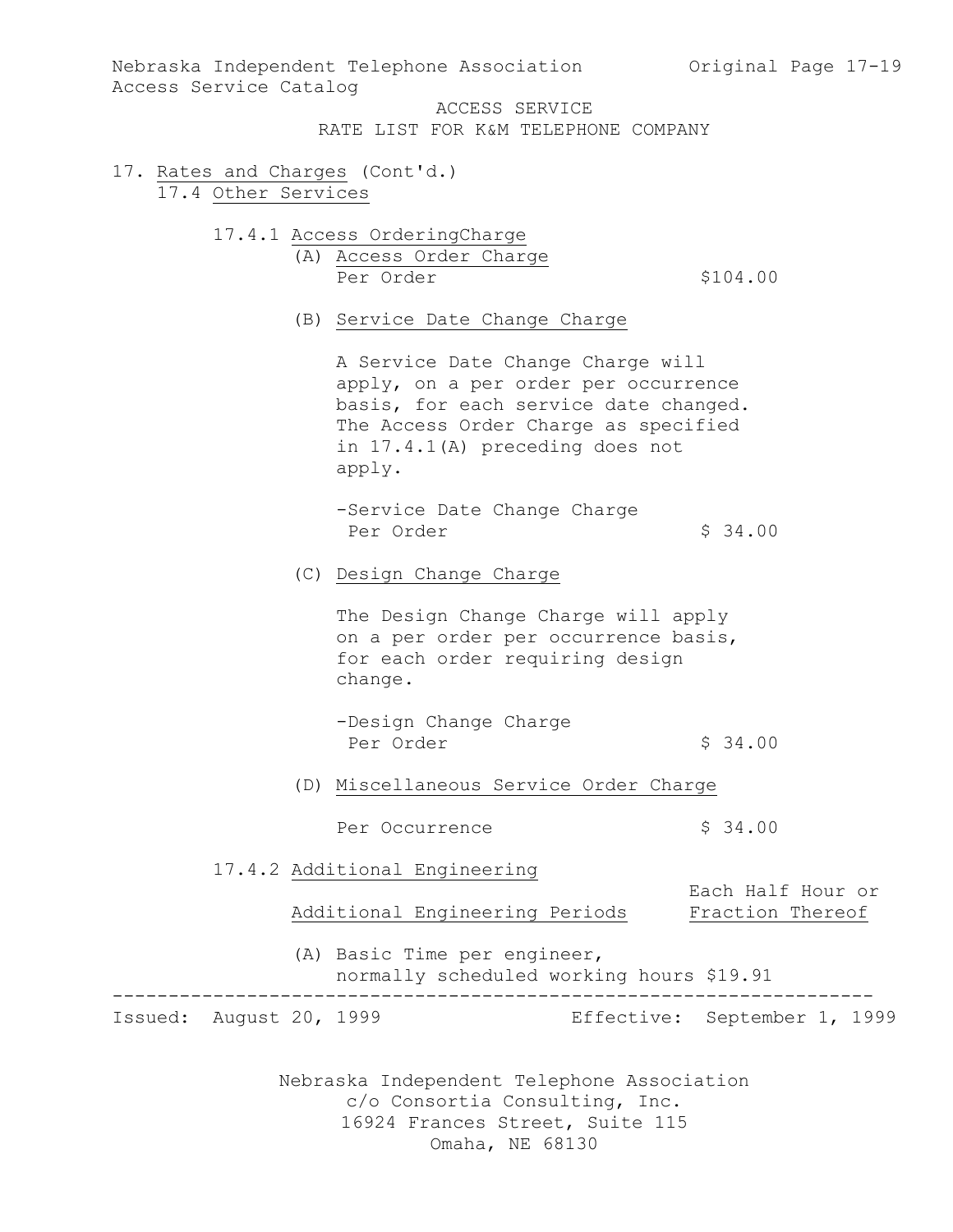ACCESS SERVICE
RATE LIST FOR K&M TELEPHONE COMPANY

17. Rates and Charges (Cont'd.)

17.4 Other Services

17.4.1 Access OrderingCharge

(A) Access Order Charge

| | |
|---|---|
| Per Order | $104.00 |

(B) Service Date Change Charge

A Service Date Change Charge will apply, on a per order per occurrence basis, for each service date changed. The Access Order Charge as specified in 17.4.1(A) preceding does not apply.

| | |
|---|---|
| -Service Date Change Charge Per Order | $ 34.00 |

(C) Design Change Charge

The Design Change Charge will apply on a per order per occurrence basis, for each order requiring design change.

| | |
|---|---|
| -Design Change Charge Per Order | $ 34.00 |

(D) Miscellaneous Service Order Charge

| | |
|---|---|
| Per Occurrence | $ 34.00 |

17.4.2 Additional Engineering

| Additional Engineering Periods | Each Half Hour or Fraction Thereof |
|---|---|
| (A) Basic Time per engineer, normally scheduled working hours | $19.91 |

Issued: August 20, 1999 Effective: September 1, 1999

Nebraska Independent Telephone Association
c/o Consortia Consulting, Inc.
16924 Frances Street, Suite 115
Omaha, NE 68130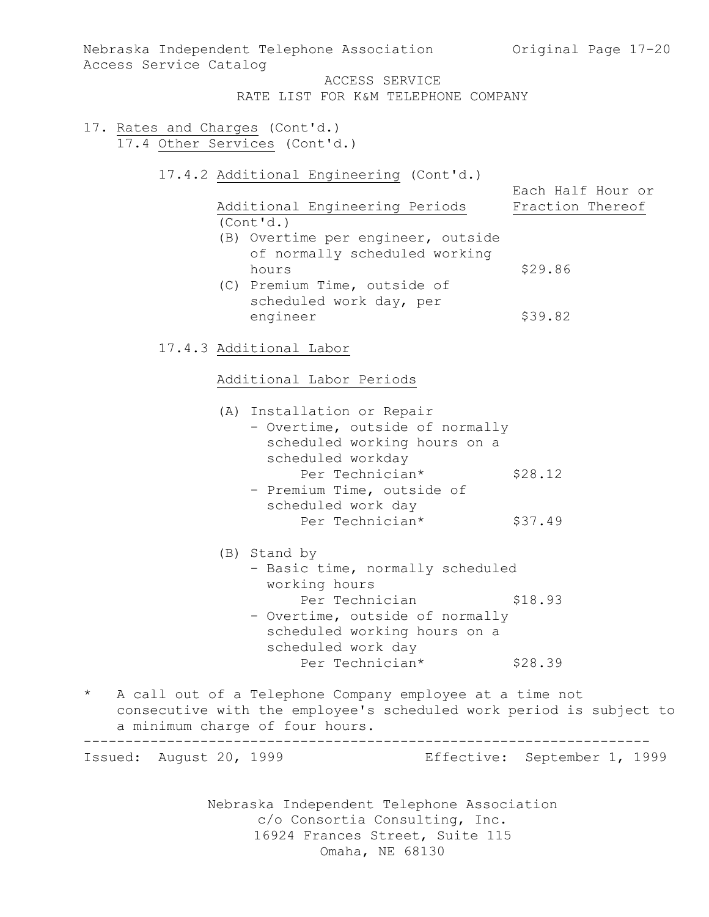ACCESS SERVICE
RATE LIST FOR K&M TELEPHONE COMPANY

17. Rates and Charges (Cont'd.)
    17.4 Other Services (Cont'd.)

17.4.2 Additional Engineering (Cont'd.)

| Additional Engineering Periods (Cont'd.) | Each Half Hour or Fraction Thereof |
|---|---|
| (B) Overtime per engineer, outside of normally scheduled working hours | $29.86 |
| (C) Premium Time, outside of scheduled work day, per engineer | $39.82 |

17.4.3 Additional Labor

| Additional Labor Periods | |
|---|---|
| (A) Installation or Repair | |
| - Overtime, outside of normally scheduled working hours on a scheduled workday Per Technician* | $28.12 |
| - Premium Time, outside of scheduled work day Per Technician* | $37.49 |
| (B) Stand by | |
| - Basic time, normally scheduled working hours Per Technician | $18.93 |
| - Overtime, outside of normally scheduled working hours on a scheduled work day Per Technician* | $28.39 |

\* A call out of a Telephone Company employee at a time not consecutive with the employee's scheduled work period is subject to a minimum charge of four hours.

Issued: August 20, 1999 Effective: September 1, 1999

Nebraska Independent Telephone Association
c/o Consortia Consulting, Inc.
16924 Frances Street, Suite 115
Omaha, NE 68130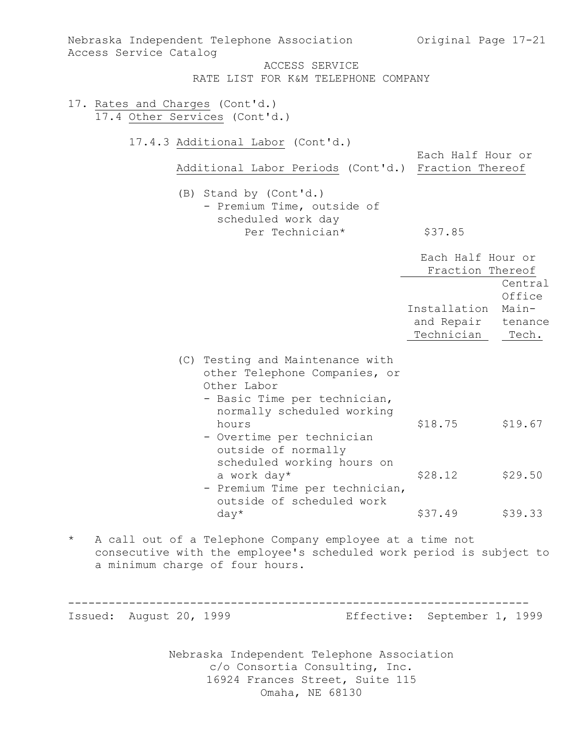ACCESS SERVICE
RATE LIST FOR K&M TELEPHONE COMPANY

17. Rates and Charges (Cont'd.)

17.4 Other Services (Cont'd.)

17.4.3 Additional Labor (Cont'd.)

| Additional Labor Periods (Cont'd.) | Each Half Hour or Fraction Thereof |
|---|---|
| (B) Stand by (Cont'd.) | |
| - Premium Time, outside of scheduled work day Per Technician* | $37.85 |

| | Each Half Hour or Fraction Thereof | |
|---|---|---|
| | Installation and Repair Technician | Central Office Maintenance Tech. |
| (C) Testing and Maintenance with other Telephone Companies, or Other Labor | | |
| - Basic Time per technician, normally scheduled working hours | $18.75 | $19.67 |
| - Overtime per technician outside of normally scheduled working hours on a work day* | $28.12 | $29.50 |
| - Premium Time per technician, outside of scheduled work day* | $37.49 | $39.33 |

* A call out of a Telephone Company employee at a time not consecutive with the employee's scheduled work period is subject to a minimum charge of four hours.

Issued: August 20, 1999 Effective: September 1, 1999

Nebraska Independent Telephone Association
c/o Consortia Consulting, Inc.
16924 Frances Street, Suite 115
Omaha, NE 68130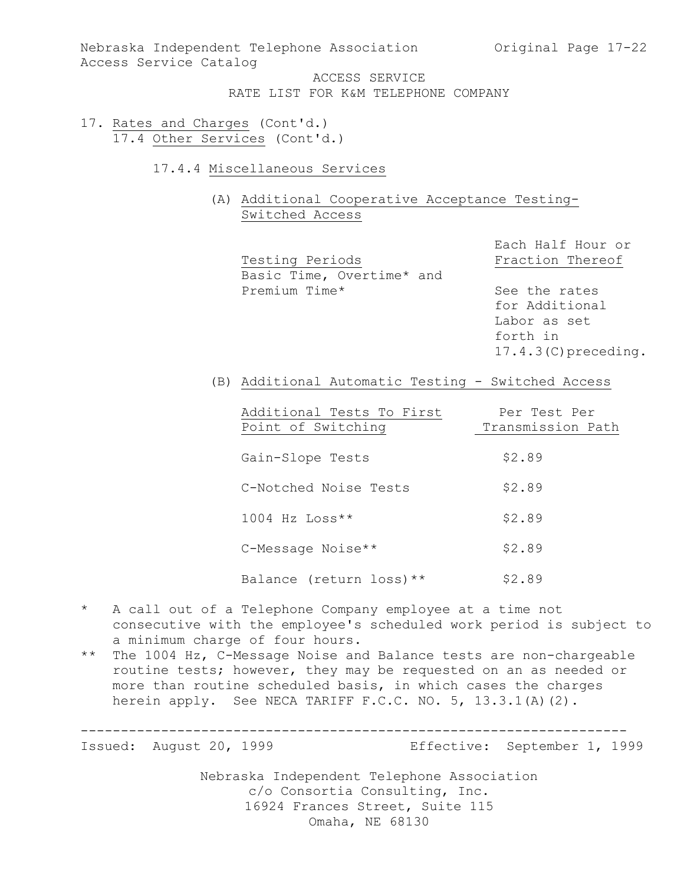ACCESS SERVICE
RATE LIST FOR K&M TELEPHONE COMPANY

17. Rates and Charges (Cont'd.)

17.4 Other Services (Cont'd.)

17.4.4 Miscellaneous Services

(A) Additional Cooperative Acceptance Testing-Switched Access

| Testing Periods | Each Half Hour or Fraction Thereof |
|---|---|
| Basic Time, Overtime* and Premium Time* | See the rates for Additional Labor as set forth in 17.4.3(C)preceding. |

(B) Additional Automatic Testing - Switched Access

| Additional Tests To First Point of Switching | Per Test Per Transmission Path |
|---|---|
| Gain-Slope Tests | $2.89 |
| C-Notched Noise Tests | $2.89 |
| 1004 Hz Loss** | $2.89 |
| C-Message Noise** | $2.89 |
| Balance (return loss)** | $2.89 |

\* A call out of a Telephone Company employee at a time not consecutive with the employee's scheduled work period is subject to a minimum charge of four hours.

\*\* The 1004 Hz, C-Message Noise and Balance tests are non-chargeable routine tests; however, they may be requested on an as needed or more than routine scheduled basis, in which cases the charges herein apply. See NECA TARIFF F.C.C. NO. 5, 13.3.1(A)(2).

Issued: August 20, 1999 Effective: September 1, 1999

Nebraska Independent Telephone Association
c/o Consortia Consulting, Inc.
16924 Frances Street, Suite 115
Omaha, NE 68130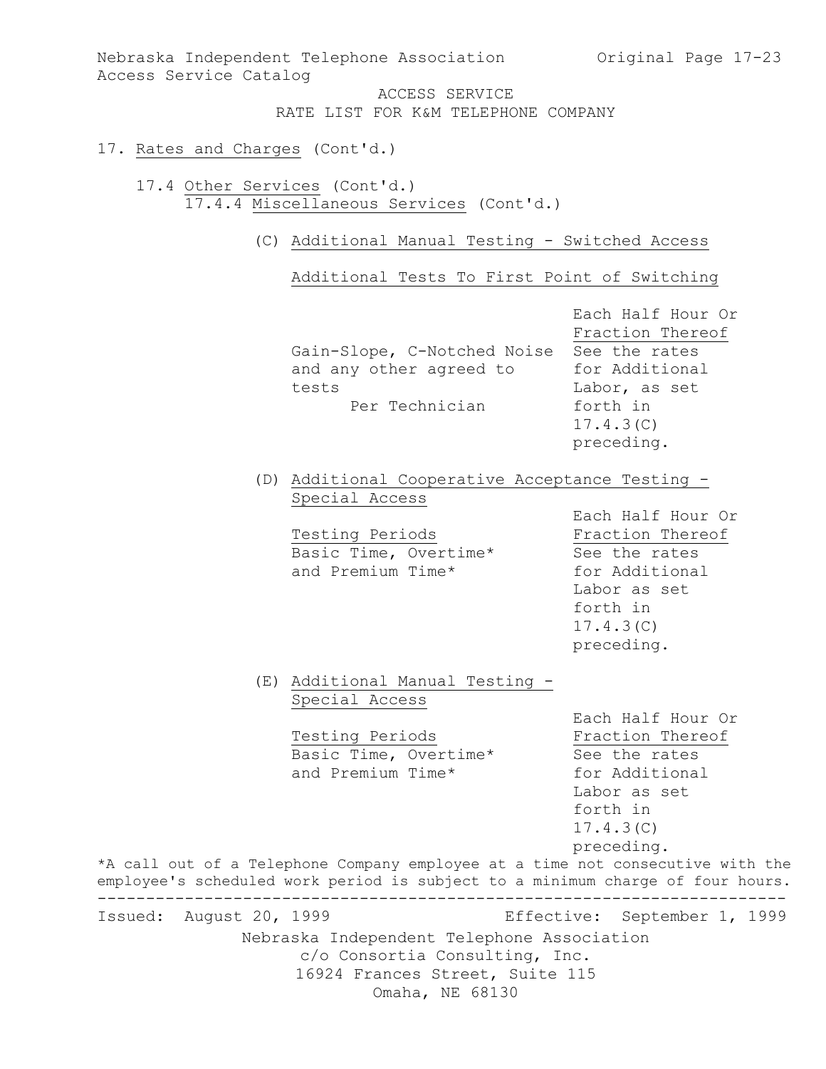ACCESS SERVICE
RATE LIST FOR K&M TELEPHONE COMPANY

17. Rates and Charges (Cont'd.)

17.4 Other Services (Cont'd.)

17.4.4 Miscellaneous Services (Cont'd.)

(C) Additional Manual Testing - Switched Access

Additional Tests To First Point of Switching

| | Each Half Hour Or Fraction Thereof |
|---|---|
| Gain-Slope, C-Notched Noise and any other agreed to tests Per Technician | See the rates for Additional Labor, as set forth in 17.4.3(C) preceding. |

(D) Additional Cooperative Acceptance Testing - Special Access

| Testing Periods | Each Half Hour Or Fraction Thereof |
|---|---|
| Basic Time, Overtime* and Premium Time* | See the rates for Additional Labor as set forth in 17.4.3(C) preceding. |

(E) Additional Manual Testing - Special Access

| Testing Periods | Each Half Hour Or Fraction Thereof |
|---|---|
| Basic Time, Overtime* and Premium Time* | See the rates for Additional Labor as set forth in 17.4.3(C) preceding. |

*A call out of a Telephone Company employee at a time not consecutive with the employee's scheduled work period is subject to a minimum charge of four hours.

Issued: August 20, 1999 Effective: September 1, 1999

Nebraska Independent Telephone Association
c/o Consortia Consulting, Inc.
16924 Frances Street, Suite 115
Omaha, NE 68130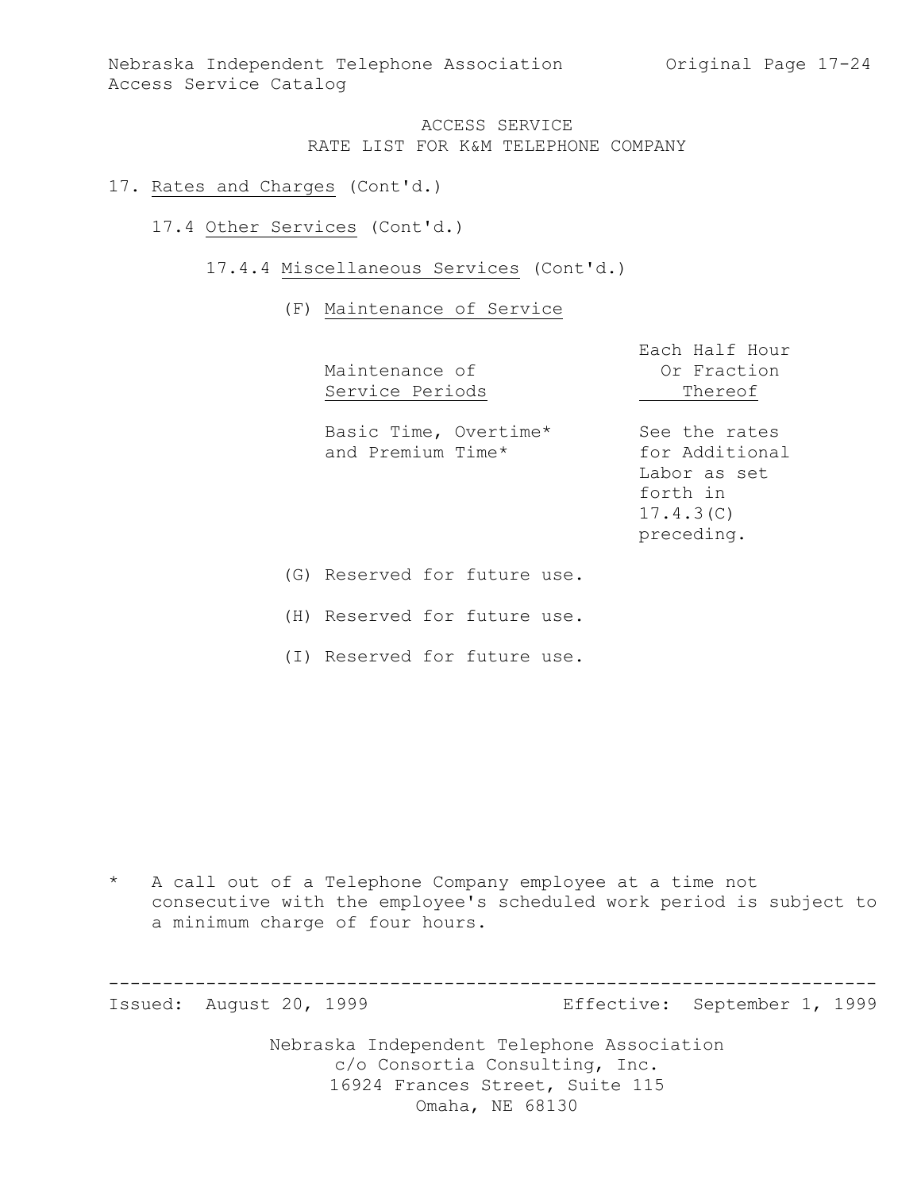ACCESS SERVICE
RATE LIST FOR K&M TELEPHONE COMPANY

17. Rates and Charges (Cont'd.)

17.4 Other Services (Cont'd.)

17.4.4 Miscellaneous Services (Cont'd.)

(F) Maintenance of Service

| Maintenance of Service Periods | Each Half Hour Or Fraction Thereof |
| --- | --- |
| Basic Time, Overtime* and Premium Time* | See the rates for Additional Labor as set forth in 17.4.3(C) preceding. |

(G) Reserved for future use.

(H) Reserved for future use.

(I) Reserved for future use.

\* A call out of a Telephone Company employee at a time not consecutive with the employee's scheduled work period is subject to a minimum charge of four hours.

Issued: August 20, 1999 Effective: September 1, 1999

Nebraska Independent Telephone Association
c/o Consortia Consulting, Inc.
16924 Frances Street, Suite 115
Omaha, NE 68130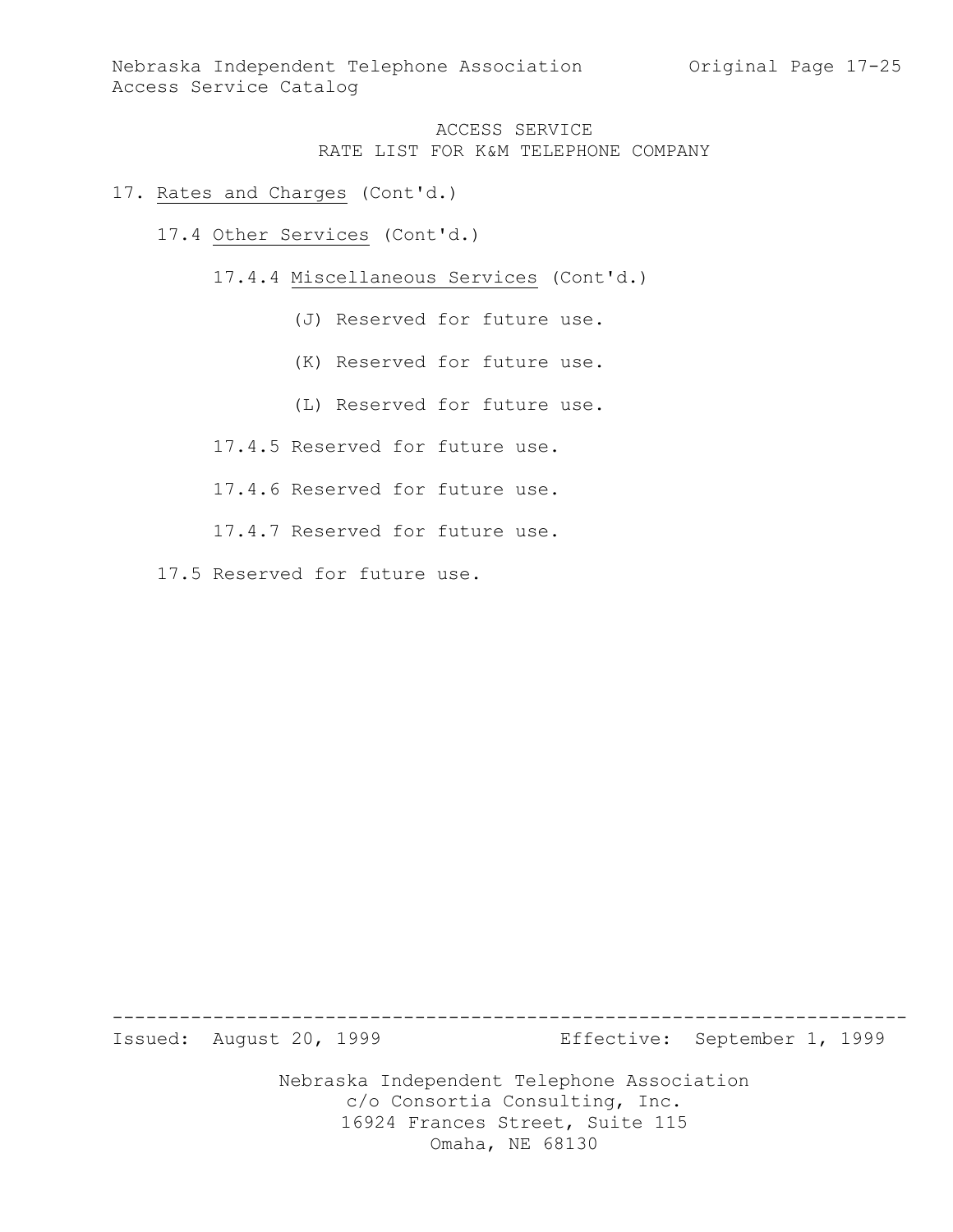ACCESS SERVICE
RATE LIST FOR K&M TELEPHONE COMPANY

17. Rates and Charges (Cont'd.)

17.4 Other Services (Cont'd.)

17.4.4 Miscellaneous Services (Cont'd.)

(J) Reserved for future use.

(K) Reserved for future use.

(L) Reserved for future use.

17.4.5 Reserved for future use.

17.4.6 Reserved for future use.

17.4.7 Reserved for future use.

17.5 Reserved for future use.

---

Issued: August 20, 1999 Effective: September 1, 1999

Nebraska Independent Telephone Association
c/o Consortia Consulting, Inc.
16924 Frances Street, Suite 115
Omaha, NE 68130